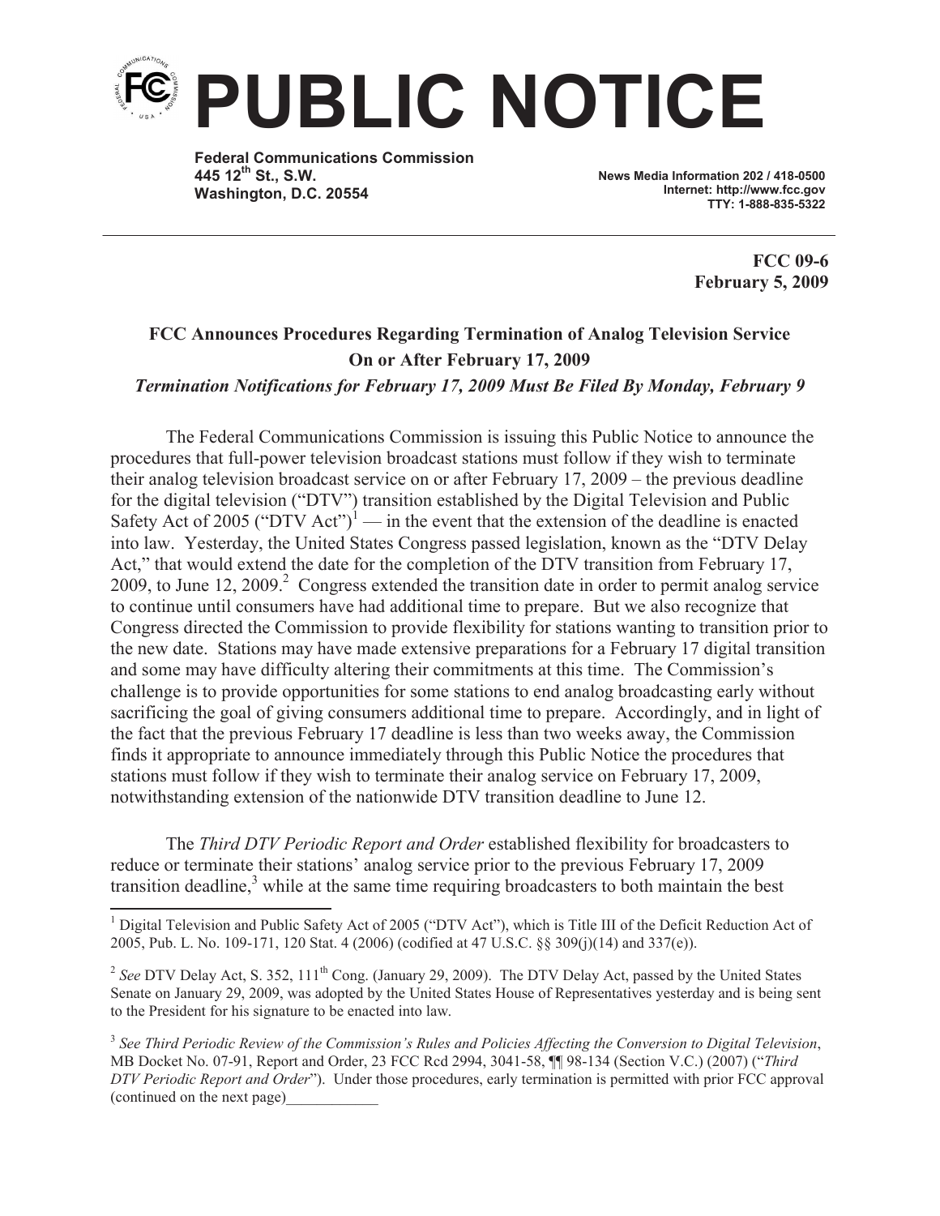# PUBLIC NOTICE

**Federal Communications Commission**
**445 12th St., S.W.**
**Washington, D.C. 20554**

**News Media Information 202 / 418-0500**
**Internet: http://www.fcc.gov**
**TTY: 1-888-835-5322**

---

**FCC 09-6**
**February 5, 2009**

### FCC Announces Procedures Regarding Termination of Analog Television Service On or After February 17, 2009

***Termination Notifications for February 17, 2009 Must Be Filed By Monday, February 9***

The Federal Communications Commission is issuing this Public Notice to announce the procedures that full-power television broadcast stations must follow if they wish to terminate their analog television broadcast service on or after February 17, 2009 – the previous deadline for the digital television ("DTV") transition established by the Digital Television and Public Safety Act of 2005 ("DTV Act")[1] — in the event that the extension of the deadline is enacted into law. Yesterday, the United States Congress passed legislation, known as the "DTV Delay Act," that would extend the date for the completion of the DTV transition from February 17, 2009, to June 12, 2009.[2] Congress extended the transition date in order to permit analog service to continue until consumers have had additional time to prepare. But we also recognize that Congress directed the Commission to provide flexibility for stations wanting to transition prior to the new date. Stations may have made extensive preparations for a February 17 digital transition and some may have difficulty altering their commitments at this time. The Commission's challenge is to provide opportunities for some stations to end analog broadcasting early without sacrificing the goal of giving consumers additional time to prepare. Accordingly, and in light of the fact that the previous February 17 deadline is less than two weeks away, the Commission finds it appropriate to announce immediately through this Public Notice the procedures that stations must follow if they wish to terminate their analog service on February 17, 2009, notwithstanding extension of the nationwide DTV transition deadline to June 12.

The *Third DTV Periodic Report and Order* established flexibility for broadcasters to reduce or terminate their stations' analog service prior to the previous February 17, 2009 transition deadline,[3] while at the same time requiring broadcasters to both maintain the best

---

[1] Digital Television and Public Safety Act of 2005 ("DTV Act"), which is Title III of the Deficit Reduction Act of 2005, Pub. L. No. 109-171, 120 Stat. 4 (2006) (codified at 47 U.S.C. §§ 309(j)(14) and 337(e)).

[2] *See* DTV Delay Act, S. 352, 111th Cong. (January 29, 2009). The DTV Delay Act, passed by the United States Senate on January 29, 2009, was adopted by the United States House of Representatives yesterday and is being sent to the President for his signature to be enacted into law.

[3] *See Third Periodic Review of the Commission's Rules and Policies Affecting the Conversion to Digital Television*, MB Docket No. 07-91, Report and Order, 23 FCC Rcd 2994, 3041-58, ¶¶ 98-134 (Section V.C.) (2007) ("*Third DTV Periodic Report and Order*"). Under those procedures, early termination is permitted with prior FCC approval (continued on the next page)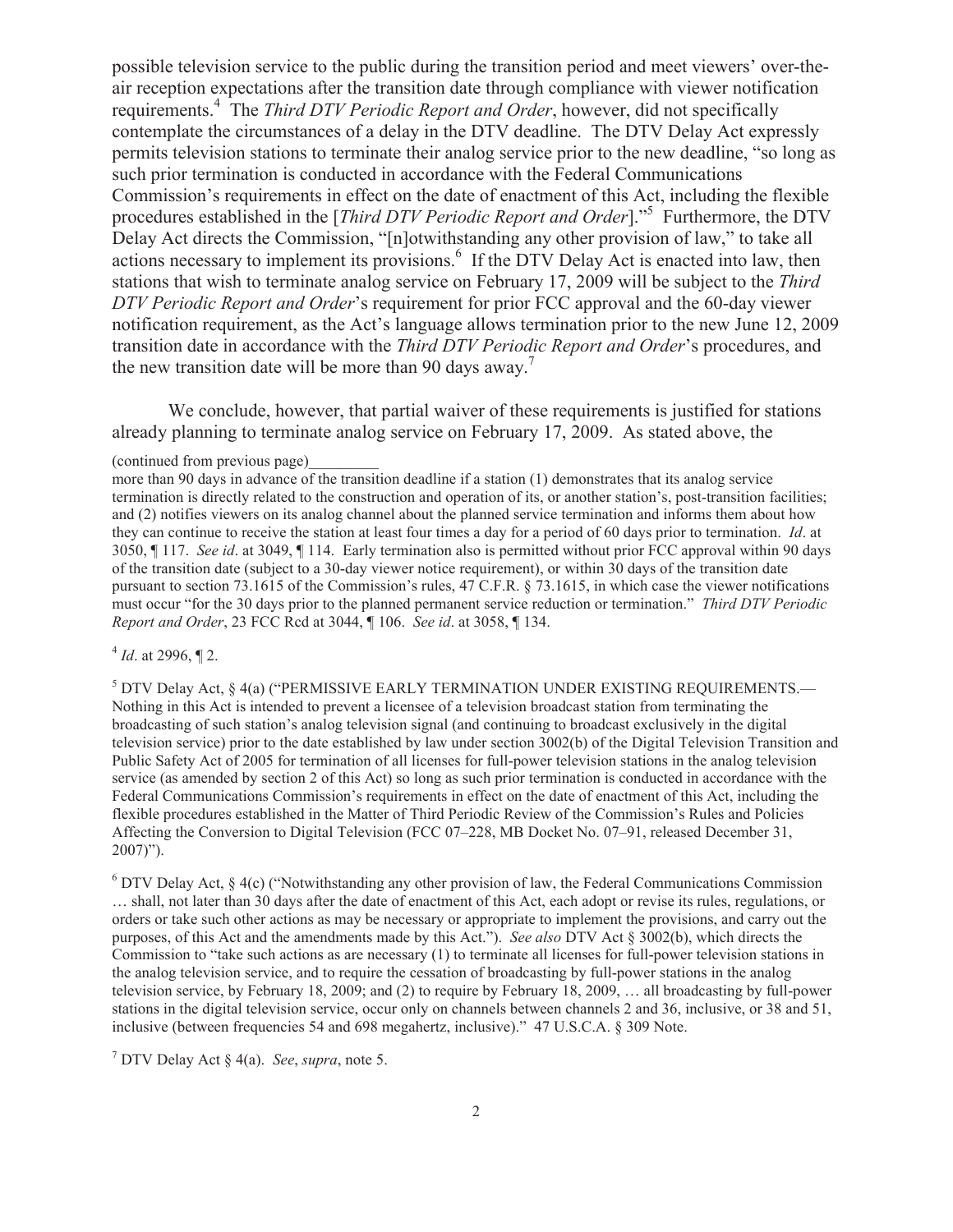possible television service to the public during the transition period and meet viewers' over-the-air reception expectations after the transition date through compliance with viewer notification requirements.[4] The *Third DTV Periodic Report and Order*, however, did not specifically contemplate the circumstances of a delay in the DTV deadline. The DTV Delay Act expressly permits television stations to terminate their analog service prior to the new deadline, "so long as such prior termination is conducted in accordance with the Federal Communications Commission's requirements in effect on the date of enactment of this Act, including the flexible procedures established in the [*Third DTV Periodic Report and Order*]."[5] Furthermore, the DTV Delay Act directs the Commission, "[n]otwithstanding any other provision of law," to take all actions necessary to implement its provisions.[6] If the DTV Delay Act is enacted into law, then stations that wish to terminate analog service on February 17, 2009 will be subject to the *Third DTV Periodic Report and Order*'s requirement for prior FCC approval and the 60-day viewer notification requirement, as the Act's language allows termination prior to the new June 12, 2009 transition date in accordance with the *Third DTV Periodic Report and Order*'s procedures, and the new transition date will be more than 90 days away.[7]

We conclude, however, that partial waiver of these requirements is justified for stations already planning to terminate analog service on February 17, 2009. As stated above, the

(continued from previous page)

more than 90 days in advance of the transition deadline if a station (1) demonstrates that its analog service termination is directly related to the construction and operation of its, or another station's, post-transition facilities; and (2) notifies viewers on its analog channel about the planned service termination and informs them about how they can continue to receive the station at least four times a day for a period of 60 days prior to termination. *Id*. at 3050, ¶ 117. *See id*. at 3049, ¶ 114. Early termination also is permitted without prior FCC approval within 90 days of the transition date (subject to a 30-day viewer notice requirement), or within 30 days of the transition date pursuant to section 73.1615 of the Commission's rules, 47 C.F.R. § 73.1615, in which case the viewer notifications must occur "for the 30 days prior to the planned permanent service reduction or termination." *Third DTV Periodic Report and Order*, 23 FCC Rcd at 3044, ¶ 106. *See id*. at 3058, ¶ 134.

[4] *Id*. at 2996, ¶ 2.

[5] DTV Delay Act, § 4(a) ("PERMISSIVE EARLY TERMINATION UNDER EXISTING REQUIREMENTS.— Nothing in this Act is intended to prevent a licensee of a television broadcast station from terminating the broadcasting of such station's analog television signal (and continuing to broadcast exclusively in the digital television service) prior to the date established by law under section 3002(b) of the Digital Television Transition and Public Safety Act of 2005 for termination of all licenses for full-power television stations in the analog television service (as amended by section 2 of this Act) so long as such prior termination is conducted in accordance with the Federal Communications Commission's requirements in effect on the date of enactment of this Act, including the flexible procedures established in the Matter of Third Periodic Review of the Commission's Rules and Policies Affecting the Conversion to Digital Television (FCC 07–228, MB Docket No. 07–91, released December 31, 2007)").

[6] DTV Delay Act, § 4(c) ("Notwithstanding any other provision of law, the Federal Communications Commission … shall, not later than 30 days after the date of enactment of this Act, each adopt or revise its rules, regulations, or orders or take such other actions as may be necessary or appropriate to implement the provisions, and carry out the purposes, of this Act and the amendments made by this Act."). *See also* DTV Act § 3002(b), which directs the Commission to "take such actions as are necessary (1) to terminate all licenses for full-power television stations in the analog television service, and to require the cessation of broadcasting by full-power stations in the analog television service, by February 18, 2009; and (2) to require by February 18, 2009, … all broadcasting by full-power stations in the digital television service, occur only on channels between channels 2 and 36, inclusive, or 38 and 51, inclusive (between frequencies 54 and 698 megahertz, inclusive)." 47 U.S.C.A. § 309 Note.

[7] DTV Delay Act § 4(a). *See*, *supra*, note 5.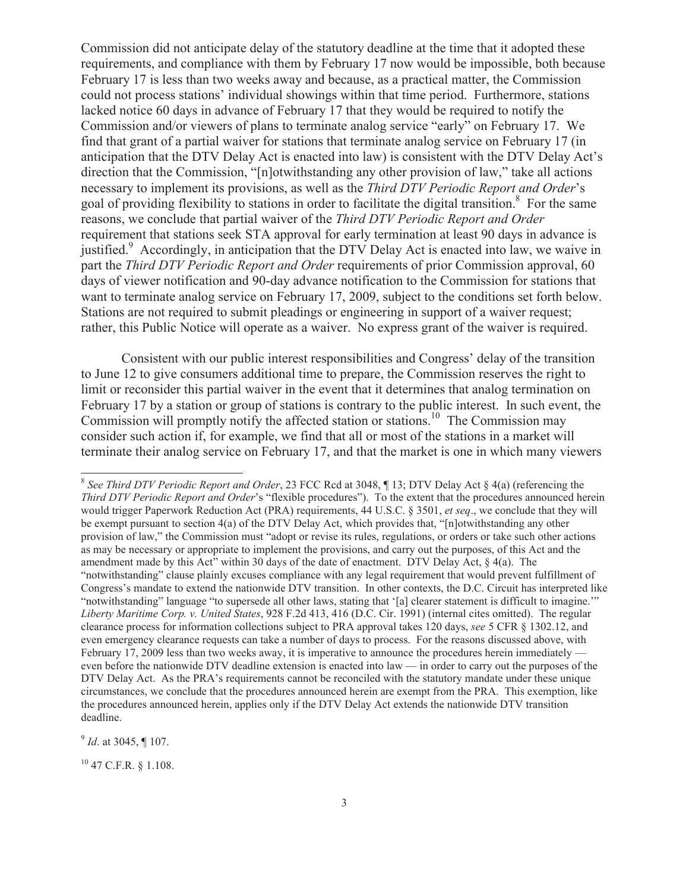Commission did not anticipate delay of the statutory deadline at the time that it adopted these requirements, and compliance with them by February 17 now would be impossible, both because February 17 is less than two weeks away and because, as a practical matter, the Commission could not process stations' individual showings within that time period. Furthermore, stations lacked notice 60 days in advance of February 17 that they would be required to notify the Commission and/or viewers of plans to terminate analog service "early" on February 17. We find that grant of a partial waiver for stations that terminate analog service on February 17 (in anticipation that the DTV Delay Act is enacted into law) is consistent with the DTV Delay Act's direction that the Commission, "[n]otwithstanding any other provision of law," take all actions necessary to implement its provisions, as well as the *Third DTV Periodic Report and Order*'s goal of providing flexibility to stations in order to facilitate the digital transition.[8] For the same reasons, we conclude that partial waiver of the *Third DTV Periodic Report and Order* requirement that stations seek STA approval for early termination at least 90 days in advance is justified.[9] Accordingly, in anticipation that the DTV Delay Act is enacted into law, we waive in part the *Third DTV Periodic Report and Order* requirements of prior Commission approval, 60 days of viewer notification and 90-day advance notification to the Commission for stations that want to terminate analog service on February 17, 2009, subject to the conditions set forth below. Stations are not required to submit pleadings or engineering in support of a waiver request; rather, this Public Notice will operate as a waiver. No express grant of the waiver is required.

Consistent with our public interest responsibilities and Congress' delay of the transition to June 12 to give consumers additional time to prepare, the Commission reserves the right to limit or reconsider this partial waiver in the event that it determines that analog termination on February 17 by a station or group of stations is contrary to the public interest. In such event, the Commission will promptly notify the affected station or stations.[10] The Commission may consider such action if, for example, we find that all or most of the stations in a market will terminate their analog service on February 17, and that the market is one in which many viewers

---

[8] *See Third DTV Periodic Report and Order*, 23 FCC Rcd at 3048, ¶ 13; DTV Delay Act § 4(a) (referencing the *Third DTV Periodic Report and Order*'s "flexible procedures"). To the extent that the procedures announced herein would trigger Paperwork Reduction Act (PRA) requirements, 44 U.S.C. § 3501, *et seq*., we conclude that they will be exempt pursuant to section 4(a) of the DTV Delay Act, which provides that, "[n]otwithstanding any other provision of law," the Commission must "adopt or revise its rules, regulations, or orders or take such other actions as may be necessary or appropriate to implement the provisions, and carry out the purposes, of this Act and the amendment made by this Act" within 30 days of the date of enactment. DTV Delay Act, § 4(a). The "notwithstanding" clause plainly excuses compliance with any legal requirement that would prevent fulfillment of Congress's mandate to extend the nationwide DTV transition. In other contexts, the D.C. Circuit has interpreted like "notwithstanding" language "to supersede all other laws, stating that '[a] clearer statement is difficult to imagine.'" *Liberty Maritime Corp. v. United States*, 928 F.2d 413, 416 (D.C. Cir. 1991) (internal cites omitted). The regular clearance process for information collections subject to PRA approval takes 120 days, *see* 5 CFR § 1302.12, and even emergency clearance requests can take a number of days to process. For the reasons discussed above, with February 17, 2009 less than two weeks away, it is imperative to announce the procedures herein immediately — even before the nationwide DTV deadline extension is enacted into law — in order to carry out the purposes of the DTV Delay Act. As the PRA's requirements cannot be reconciled with the statutory mandate under these unique circumstances, we conclude that the procedures announced herein are exempt from the PRA. This exemption, like the procedures announced herein, applies only if the DTV Delay Act extends the nationwide DTV transition deadline.

[9] *Id*. at 3045, ¶ 107.

[10] 47 C.F.R. § 1.108.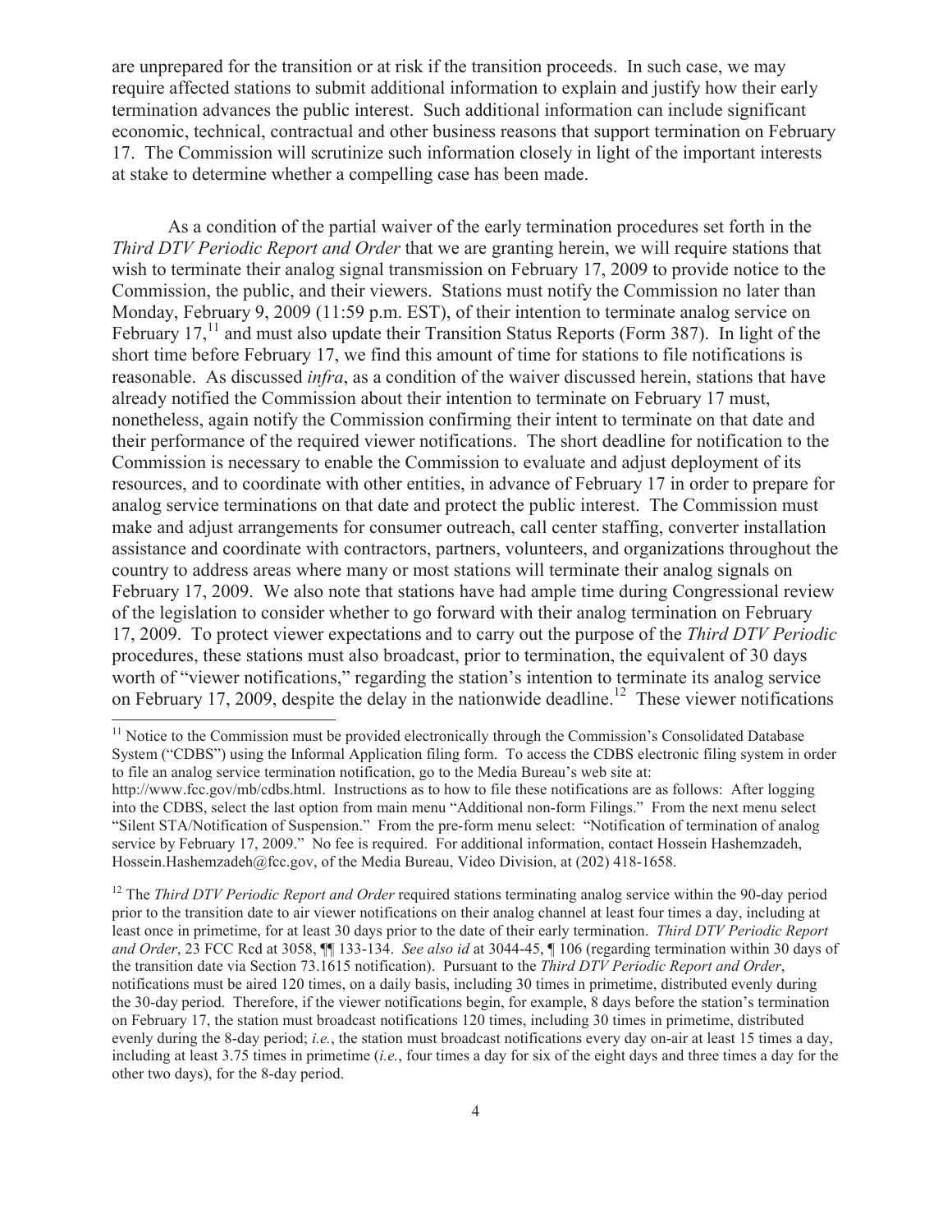are unprepared for the transition or at risk if the transition proceeds. In such case, we may require affected stations to submit additional information to explain and justify how their early termination advances the public interest. Such additional information can include significant economic, technical, contractual and other business reasons that support termination on February 17. The Commission will scrutinize such information closely in light of the important interests at stake to determine whether a compelling case has been made.

As a condition of the partial waiver of the early termination procedures set forth in the *Third DTV Periodic Report and Order* that we are granting herein, we will require stations that wish to terminate their analog signal transmission on February 17, 2009 to provide notice to the Commission, the public, and their viewers. Stations must notify the Commission no later than Monday, February 9, 2009 (11:59 p.m. EST), of their intention to terminate analog service on February 17,[11] and must also update their Transition Status Reports (Form 387). In light of the short time before February 17, we find this amount of time for stations to file notifications is reasonable. As discussed *infra*, as a condition of the waiver discussed herein, stations that have already notified the Commission about their intention to terminate on February 17 must, nonetheless, again notify the Commission confirming their intent to terminate on that date and their performance of the required viewer notifications. The short deadline for notification to the Commission is necessary to enable the Commission to evaluate and adjust deployment of its resources, and to coordinate with other entities, in advance of February 17 in order to prepare for analog service terminations on that date and protect the public interest. The Commission must make and adjust arrangements for consumer outreach, call center staffing, converter installation assistance and coordinate with contractors, partners, volunteers, and organizations throughout the country to address areas where many or most stations will terminate their analog signals on February 17, 2009. We also note that stations have had ample time during Congressional review of the legislation to consider whether to go forward with their analog termination on February 17, 2009. To protect viewer expectations and to carry out the purpose of the *Third DTV Periodic* procedures, these stations must also broadcast, prior to termination, the equivalent of 30 days worth of "viewer notifications," regarding the station's intention to terminate its analog service on February 17, 2009, despite the delay in the nationwide deadline.[12] These viewer notifications

[11] Notice to the Commission must be provided electronically through the Commission's Consolidated Database System ("CDBS") using the Informal Application filing form. To access the CDBS electronic filing system in order to file an analog service termination notification, go to the Media Bureau's web site at: http://www.fcc.gov/mb/cdbs.html. Instructions as to how to file these notifications are as follows: After logging into the CDBS, select the last option from main menu "Additional non-form Filings." From the next menu select "Silent STA/Notification of Suspension." From the pre-form menu select: "Notification of termination of analog service by February 17, 2009." No fee is required. For additional information, contact Hossein Hashemzadeh, Hossein.Hashemzadeh@fcc.gov, of the Media Bureau, Video Division, at (202) 418-1658.

[12] The *Third DTV Periodic Report and Order* required stations terminating analog service within the 90-day period prior to the transition date to air viewer notifications on their analog channel at least four times a day, including at least once in primetime, for at least 30 days prior to the date of their early termination. *Third DTV Periodic Report and Order*, 23 FCC Rcd at 3058, ¶¶ 133-134. *See also id* at 3044-45, ¶ 106 (regarding termination within 30 days of the transition date via Section 73.1615 notification). Pursuant to the *Third DTV Periodic Report and Order*, notifications must be aired 120 times, on a daily basis, including 30 times in primetime, distributed evenly during the 30-day period. Therefore, if the viewer notifications begin, for example, 8 days before the station's termination on February 17, the station must broadcast notifications 120 times, including 30 times in primetime, distributed evenly during the 8-day period; *i.e.*, the station must broadcast notifications every day on-air at least 15 times a day, including at least 3.75 times in primetime (*i.e.*, four times a day for six of the eight days and three times a day for the other two days), for the 8-day period.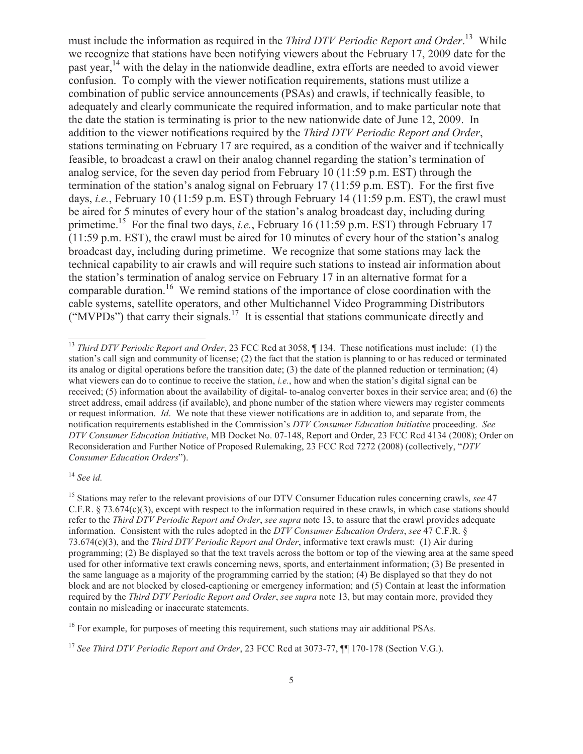must include the information as required in the *Third DTV Periodic Report and Order*.[13] While we recognize that stations have been notifying viewers about the February 17, 2009 date for the past year,[14] with the delay in the nationwide deadline, extra efforts are needed to avoid viewer confusion. To comply with the viewer notification requirements, stations must utilize a combination of public service announcements (PSAs) and crawls, if technically feasible, to adequately and clearly communicate the required information, and to make particular note that the date the station is terminating is prior to the new nationwide date of June 12, 2009. In addition to the viewer notifications required by the *Third DTV Periodic Report and Order*, stations terminating on February 17 are required, as a condition of the waiver and if technically feasible, to broadcast a crawl on their analog channel regarding the station's termination of analog service, for the seven day period from February 10 (11:59 p.m. EST) through the termination of the station's analog signal on February 17 (11:59 p.m. EST). For the first five days, *i.e.*, February 10 (11:59 p.m. EST) through February 14 (11:59 p.m. EST), the crawl must be aired for 5 minutes of every hour of the station's analog broadcast day, including during primetime.[15] For the final two days, *i.e.*, February 16 (11:59 p.m. EST) through February 17 (11:59 p.m. EST), the crawl must be aired for 10 minutes of every hour of the station's analog broadcast day, including during primetime. We recognize that some stations may lack the technical capability to air crawls and will require such stations to instead air information about the station's termination of analog service on February 17 in an alternative format for a comparable duration.[16] We remind stations of the importance of close coordination with the cable systems, satellite operators, and other Multichannel Video Programming Distributors ("MVPDs") that carry their signals.[17] It is essential that stations communicate directly and

---

[13] *Third DTV Periodic Report and Order*, 23 FCC Rcd at 3058, ¶ 134. These notifications must include: (1) the station's call sign and community of license; (2) the fact that the station is planning to or has reduced or terminated its analog or digital operations before the transition date; (3) the date of the planned reduction or termination; (4) what viewers can do to continue to receive the station, *i.e.*, how and when the station's digital signal can be received; (5) information about the availability of digital- to-analog converter boxes in their service area; and (6) the street address, email address (if available), and phone number of the station where viewers may register comments or request information. *Id*. We note that these viewer notifications are in addition to, and separate from, the notification requirements established in the Commission's *DTV Consumer Education Initiative* proceeding. *See DTV Consumer Education Initiative*, MB Docket No. 07-148, Report and Order, 23 FCC Rcd 4134 (2008); Order on Reconsideration and Further Notice of Proposed Rulemaking, 23 FCC Rcd 7272 (2008) (collectively, "*DTV Consumer Education Orders*").

[14] *See id.*

[15] Stations may refer to the relevant provisions of our DTV Consumer Education rules concerning crawls, *see* 47 C.F.R. § 73.674(c)(3), except with respect to the information required in these crawls, in which case stations should refer to the *Third DTV Periodic Report and Order*, *see supra* note 13, to assure that the crawl provides adequate information. Consistent with the rules adopted in the *DTV Consumer Education Orders*, *see* 47 C.F.R. § 73.674(c)(3), and the *Third DTV Periodic Report and Order*, informative text crawls must: (1) Air during programming; (2) Be displayed so that the text travels across the bottom or top of the viewing area at the same speed used for other informative text crawls concerning news, sports, and entertainment information; (3) Be presented in the same language as a majority of the programming carried by the station; (4) Be displayed so that they do not block and are not blocked by closed-captioning or emergency information; and (5) Contain at least the information required by the *Third DTV Periodic Report and Order*, *see supra* note 13, but may contain more, provided they contain no misleading or inaccurate statements.

[16] For example, for purposes of meeting this requirement, such stations may air additional PSAs.

[17] *See Third DTV Periodic Report and Order*, 23 FCC Rcd at 3073-77, ¶¶ 170-178 (Section V.G.).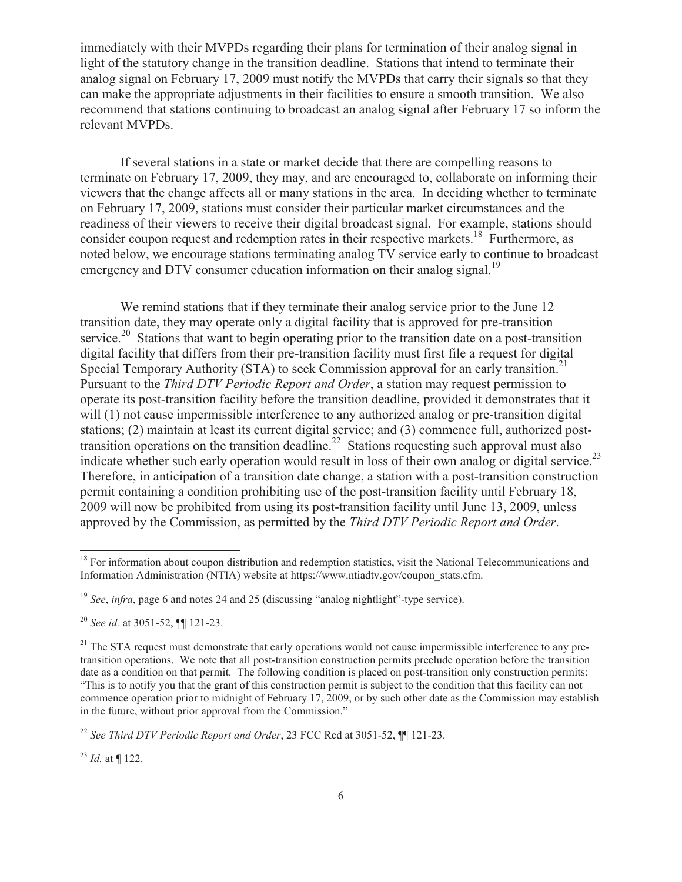immediately with their MVPDs regarding their plans for termination of their analog signal in light of the statutory change in the transition deadline. Stations that intend to terminate their analog signal on February 17, 2009 must notify the MVPDs that carry their signals so that they can make the appropriate adjustments in their facilities to ensure a smooth transition. We also recommend that stations continuing to broadcast an analog signal after February 17 so inform the relevant MVPDs.

If several stations in a state or market decide that there are compelling reasons to terminate on February 17, 2009, they may, and are encouraged to, collaborate on informing their viewers that the change affects all or many stations in the area. In deciding whether to terminate on February 17, 2009, stations must consider their particular market circumstances and the readiness of their viewers to receive their digital broadcast signal. For example, stations should consider coupon request and redemption rates in their respective markets.[18] Furthermore, as noted below, we encourage stations terminating analog TV service early to continue to broadcast emergency and DTV consumer education information on their analog signal.[19]

We remind stations that if they terminate their analog service prior to the June 12 transition date, they may operate only a digital facility that is approved for pre-transition service.[20] Stations that want to begin operating prior to the transition date on a post-transition digital facility that differs from their pre-transition facility must first file a request for digital Special Temporary Authority (STA) to seek Commission approval for an early transition.[21] Pursuant to the *Third DTV Periodic Report and Order*, a station may request permission to operate its post-transition facility before the transition deadline, provided it demonstrates that it will (1) not cause impermissible interference to any authorized analog or pre-transition digital stations; (2) maintain at least its current digital service; and (3) commence full, authorized post-transition operations on the transition deadline.[22] Stations requesting such approval must also indicate whether such early operation would result in loss of their own analog or digital service.[23] Therefore, in anticipation of a transition date change, a station with a post-transition construction permit containing a condition prohibiting use of the post-transition facility until February 18, 2009 will now be prohibited from using its post-transition facility until June 13, 2009, unless approved by the Commission, as permitted by the *Third DTV Periodic Report and Order*.

---

[18] For information about coupon distribution and redemption statistics, visit the National Telecommunications and Information Administration (NTIA) website at https://www.ntiadtv.gov/coupon_stats.cfm.

[19] *See*, *infra*, page 6 and notes 24 and 25 (discussing "analog nightlight"-type service).

[20] *See id.* at 3051-52, ¶¶ 121-23.

[21] The STA request must demonstrate that early operations would not cause impermissible interference to any pre-transition operations. We note that all post-transition construction permits preclude operation before the transition date as a condition on that permit. The following condition is placed on post-transition only construction permits: "This is to notify you that the grant of this construction permit is subject to the condition that this facility can not commence operation prior to midnight of February 17, 2009, or by such other date as the Commission may establish in the future, without prior approval from the Commission."

[22] *See Third DTV Periodic Report and Order*, 23 FCC Rcd at 3051-52, ¶¶ 121-23.

[23] *Id.* at ¶ 122.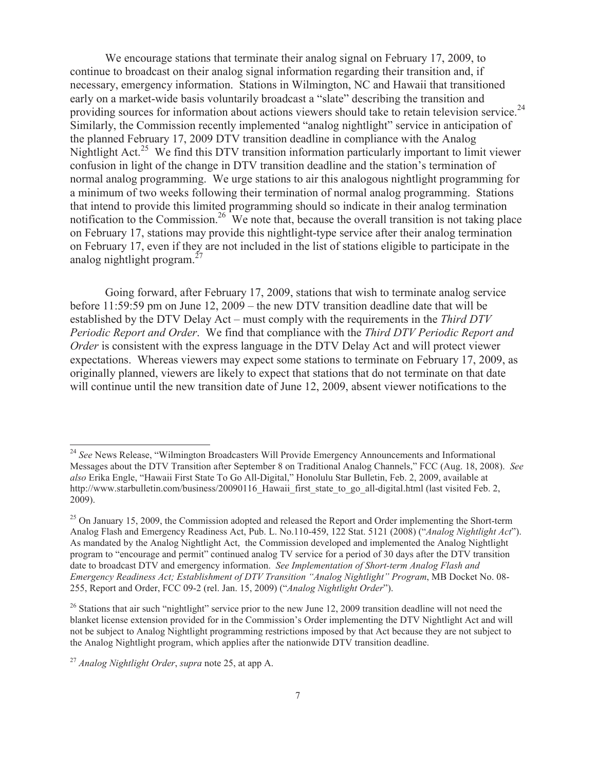We encourage stations that terminate their analog signal on February 17, 2009, to continue to broadcast on their analog signal information regarding their transition and, if necessary, emergency information. Stations in Wilmington, NC and Hawaii that transitioned early on a market-wide basis voluntarily broadcast a "slate" describing the transition and providing sources for information about actions viewers should take to retain television service.[24] Similarly, the Commission recently implemented "analog nightlight" service in anticipation of the planned February 17, 2009 DTV transition deadline in compliance with the Analog Nightlight Act.[25] We find this DTV transition information particularly important to limit viewer confusion in light of the change in DTV transition deadline and the station's termination of normal analog programming. We urge stations to air this analogous nightlight programming for a minimum of two weeks following their termination of normal analog programming. Stations that intend to provide this limited programming should so indicate in their analog termination notification to the Commission.[26] We note that, because the overall transition is not taking place on February 17, stations may provide this nightlight-type service after their analog termination on February 17, even if they are not included in the list of stations eligible to participate in the analog nightlight program.[27]

Going forward, after February 17, 2009, stations that wish to terminate analog service before 11:59:59 pm on June 12, 2009 – the new DTV transition deadline date that will be established by the DTV Delay Act – must comply with the requirements in the *Third DTV Periodic Report and Order*. We find that compliance with the *Third DTV Periodic Report and Order* is consistent with the express language in the DTV Delay Act and will protect viewer expectations. Whereas viewers may expect some stations to terminate on February 17, 2009, as originally planned, viewers are likely to expect that stations that do not terminate on that date will continue until the new transition date of June 12, 2009, absent viewer notifications to the

---

[24] *See* News Release, "Wilmington Broadcasters Will Provide Emergency Announcements and Informational Messages about the DTV Transition after September 8 on Traditional Analog Channels," FCC (Aug. 18, 2008). *See also* Erika Engle, "Hawaii First State To Go All-Digital," Honolulu Star Bulletin, Feb. 2, 2009, available at http://www.starbulletin.com/business/20090116_Hawaii_first_state_to_go_all-digital.html (last visited Feb. 2, 2009).

[25] On January 15, 2009, the Commission adopted and released the Report and Order implementing the Short-term Analog Flash and Emergency Readiness Act, Pub. L. No.110-459, 122 Stat. 5121 (2008) ("*Analog Nightlight Act*"). As mandated by the Analog Nightlight Act, the Commission developed and implemented the Analog Nightlight program to "encourage and permit" continued analog TV service for a period of 30 days after the DTV transition date to broadcast DTV and emergency information. *See Implementation of Short-term Analog Flash and Emergency Readiness Act; Establishment of DTV Transition "Analog Nightlight" Program*, MB Docket No. 08-255, Report and Order, FCC 09-2 (rel. Jan. 15, 2009) ("*Analog Nightlight Order*").

[26] Stations that air such "nightlight" service prior to the new June 12, 2009 transition deadline will not need the blanket license extension provided for in the Commission's Order implementing the DTV Nightlight Act and will not be subject to Analog Nightlight programming restrictions imposed by that Act because they are not subject to the Analog Nightlight program, which applies after the nationwide DTV transition deadline.

[27] *Analog Nightlight Order*, *supra* note 25, at app A.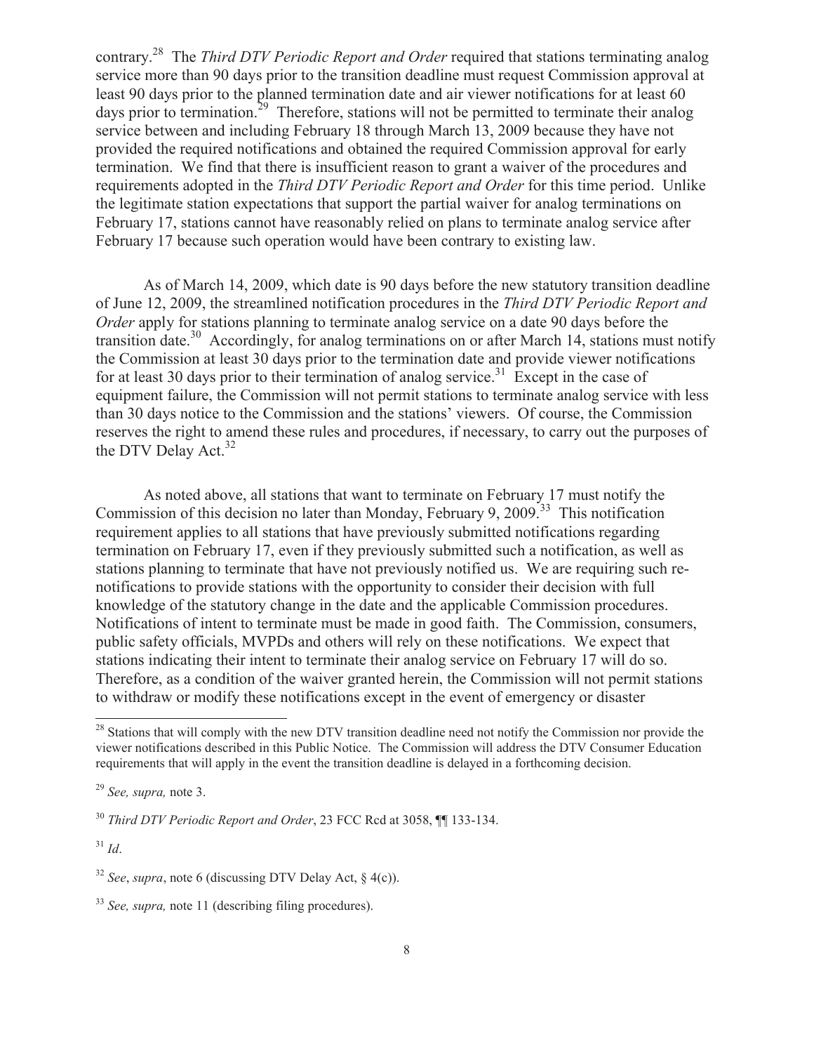contrary.[28] The *Third DTV Periodic Report and Order* required that stations terminating analog service more than 90 days prior to the transition deadline must request Commission approval at least 90 days prior to the planned termination date and air viewer notifications for at least 60 days prior to termination.[29] Therefore, stations will not be permitted to terminate their analog service between and including February 18 through March 13, 2009 because they have not provided the required notifications and obtained the required Commission approval for early termination. We find that there is insufficient reason to grant a waiver of the procedures and requirements adopted in the *Third DTV Periodic Report and Order* for this time period. Unlike the legitimate station expectations that support the partial waiver for analog terminations on February 17, stations cannot have reasonably relied on plans to terminate analog service after February 17 because such operation would have been contrary to existing law.

As of March 14, 2009, which date is 90 days before the new statutory transition deadline of June 12, 2009, the streamlined notification procedures in the *Third DTV Periodic Report and Order* apply for stations planning to terminate analog service on a date 90 days before the transition date.[30] Accordingly, for analog terminations on or after March 14, stations must notify the Commission at least 30 days prior to the termination date and provide viewer notifications for at least 30 days prior to their termination of analog service.[31] Except in the case of equipment failure, the Commission will not permit stations to terminate analog service with less than 30 days notice to the Commission and the stations' viewers. Of course, the Commission reserves the right to amend these rules and procedures, if necessary, to carry out the purposes of the DTV Delay Act.[32]

As noted above, all stations that want to terminate on February 17 must notify the Commission of this decision no later than Monday, February 9, 2009.[33] This notification requirement applies to all stations that have previously submitted notifications regarding termination on February 17, even if they previously submitted such a notification, as well as stations planning to terminate that have not previously notified us. We are requiring such re-notifications to provide stations with the opportunity to consider their decision with full knowledge of the statutory change in the date and the applicable Commission procedures. Notifications of intent to terminate must be made in good faith. The Commission, consumers, public safety officials, MVPDs and others will rely on these notifications. We expect that stations indicating their intent to terminate their analog service on February 17 will do so. Therefore, as a condition of the waiver granted herein, the Commission will not permit stations to withdraw or modify these notifications except in the event of emergency or disaster

---

[28] Stations that will comply with the new DTV transition deadline need not notify the Commission nor provide the viewer notifications described in this Public Notice. The Commission will address the DTV Consumer Education requirements that will apply in the event the transition deadline is delayed in a forthcoming decision.

[29] *See, supra,* note 3.

[30] *Third DTV Periodic Report and Order*, 23 FCC Rcd at 3058, ¶¶ 133-134.

[31] *Id*.

[32] *See*, *supra*, note 6 (discussing DTV Delay Act, § 4(c)).

[33] *See, supra,* note 11 (describing filing procedures).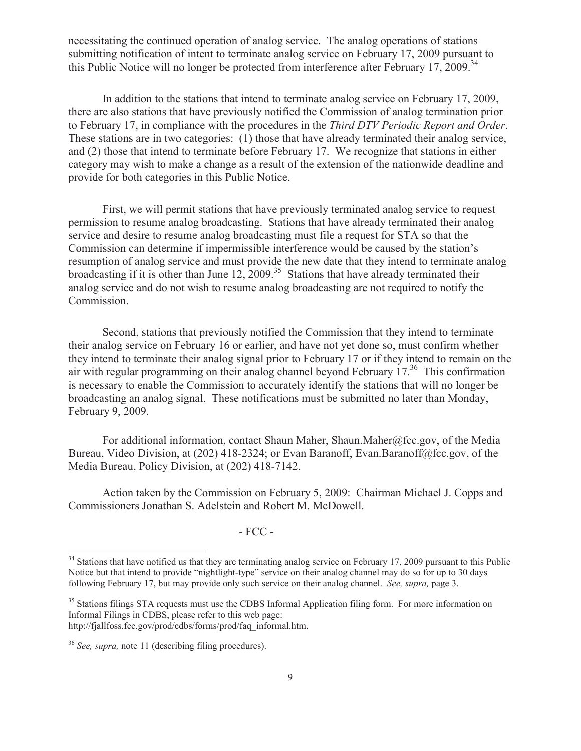necessitating the continued operation of analog service. The analog operations of stations submitting notification of intent to terminate analog service on February 17, 2009 pursuant to this Public Notice will no longer be protected from interference after February 17, 2009.[34]

In addition to the stations that intend to terminate analog service on February 17, 2009, there are also stations that have previously notified the Commission of analog termination prior to February 17, in compliance with the procedures in the *Third DTV Periodic Report and Order*. These stations are in two categories: (1) those that have already terminated their analog service, and (2) those that intend to terminate before February 17. We recognize that stations in either category may wish to make a change as a result of the extension of the nationwide deadline and provide for both categories in this Public Notice.

First, we will permit stations that have previously terminated analog service to request permission to resume analog broadcasting. Stations that have already terminated their analog service and desire to resume analog broadcasting must file a request for STA so that the Commission can determine if impermissible interference would be caused by the station's resumption of analog service and must provide the new date that they intend to terminate analog broadcasting if it is other than June 12, 2009.[35] Stations that have already terminated their analog service and do not wish to resume analog broadcasting are not required to notify the Commission.

Second, stations that previously notified the Commission that they intend to terminate their analog service on February 16 or earlier, and have not yet done so, must confirm whether they intend to terminate their analog signal prior to February 17 or if they intend to remain on the air with regular programming on their analog channel beyond February 17.[36] This confirmation is necessary to enable the Commission to accurately identify the stations that will no longer be broadcasting an analog signal. These notifications must be submitted no later than Monday, February 9, 2009.

For additional information, contact Shaun Maher, Shaun.Maher@fcc.gov, of the Media Bureau, Video Division, at (202) 418-2324; or Evan Baranoff, Evan.Baranoff@fcc.gov, of the Media Bureau, Policy Division, at (202) 418-7142.

Action taken by the Commission on February 5, 2009: Chairman Michael J. Copps and Commissioners Jonathan S. Adelstein and Robert M. McDowell.

- FCC -

---

[34] Stations that have notified us that they are terminating analog service on February 17, 2009 pursuant to this Public Notice but that intend to provide "nightlight-type" service on their analog channel may do so for up to 30 days following February 17, but may provide only such service on their analog channel. *See, supra,* page 3.

[35] Stations filings STA requests must use the CDBS Informal Application filing form. For more information on Informal Filings in CDBS, please refer to this web page: http://fjallfoss.fcc.gov/prod/cdbs/forms/prod/faq_informal.htm.

[36] *See, supra,* note 11 (describing filing procedures).